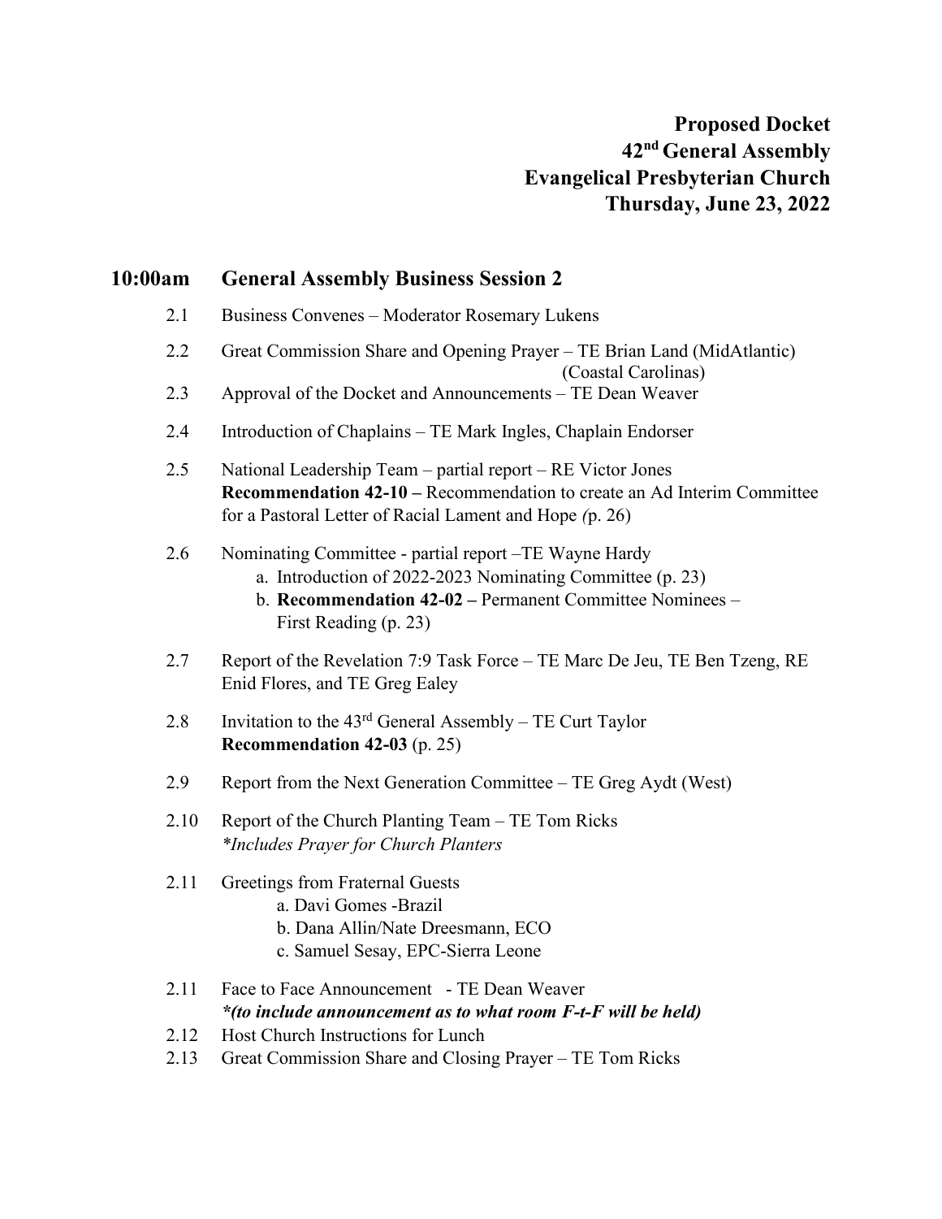# Proposed Docket
# 42nd General Assembly
# Evangelical Presbyterian Church
# Thursday, June 23, 2022

## 10:00am General Assembly Business Session 2

2.1 Business Convenes – Moderator Rosemary Lukens

2.2 Great Commission Share and Opening Prayer – TE Brian Land (MidAtlantic) (Coastal Carolinas)

2.3 Approval of the Docket and Announcements – TE Dean Weaver

2.4 Introduction of Chaplains – TE Mark Ingles, Chaplain Endorser

2.5 National Leadership Team – partial report – RE Victor Jones
**Recommendation 42-10 –** Recommendation to create an Ad Interim Committee for a Pastoral Letter of Racial Lament and Hope *(*p. 26)

2.6 Nominating Committee - partial report –TE Wayne Hardy
   a. Introduction of 2022-2023 Nominating Committee (p. 23)
   b. **Recommendation 42-02 –** Permanent Committee Nominees – First Reading (p. 23)

2.7 Report of the Revelation 7:9 Task Force – TE Marc De Jeu, TE Ben Tzeng, RE Enid Flores, and TE Greg Ealey

2.8 Invitation to the 43rd General Assembly – TE Curt Taylor
**Recommendation 42-03** (p. 25)

2.9 Report from the Next Generation Committee – TE Greg Aydt (West)

2.10 Report of the Church Planting Team – TE Tom Ricks
*\*Includes Prayer for Church Planters*

2.11 Greetings from Fraternal Guests
   a. Davi Gomes -Brazil
   b. Dana Allin/Nate Dreesmann, ECO
   c. Samuel Sesay, EPC-Sierra Leone

2.11 Face to Face Announcement - TE Dean Weaver
***\*(to include announcement as to what room F-t-F will be held)***

2.12 Host Church Instructions for Lunch

2.13 Great Commission Share and Closing Prayer – TE Tom Ricks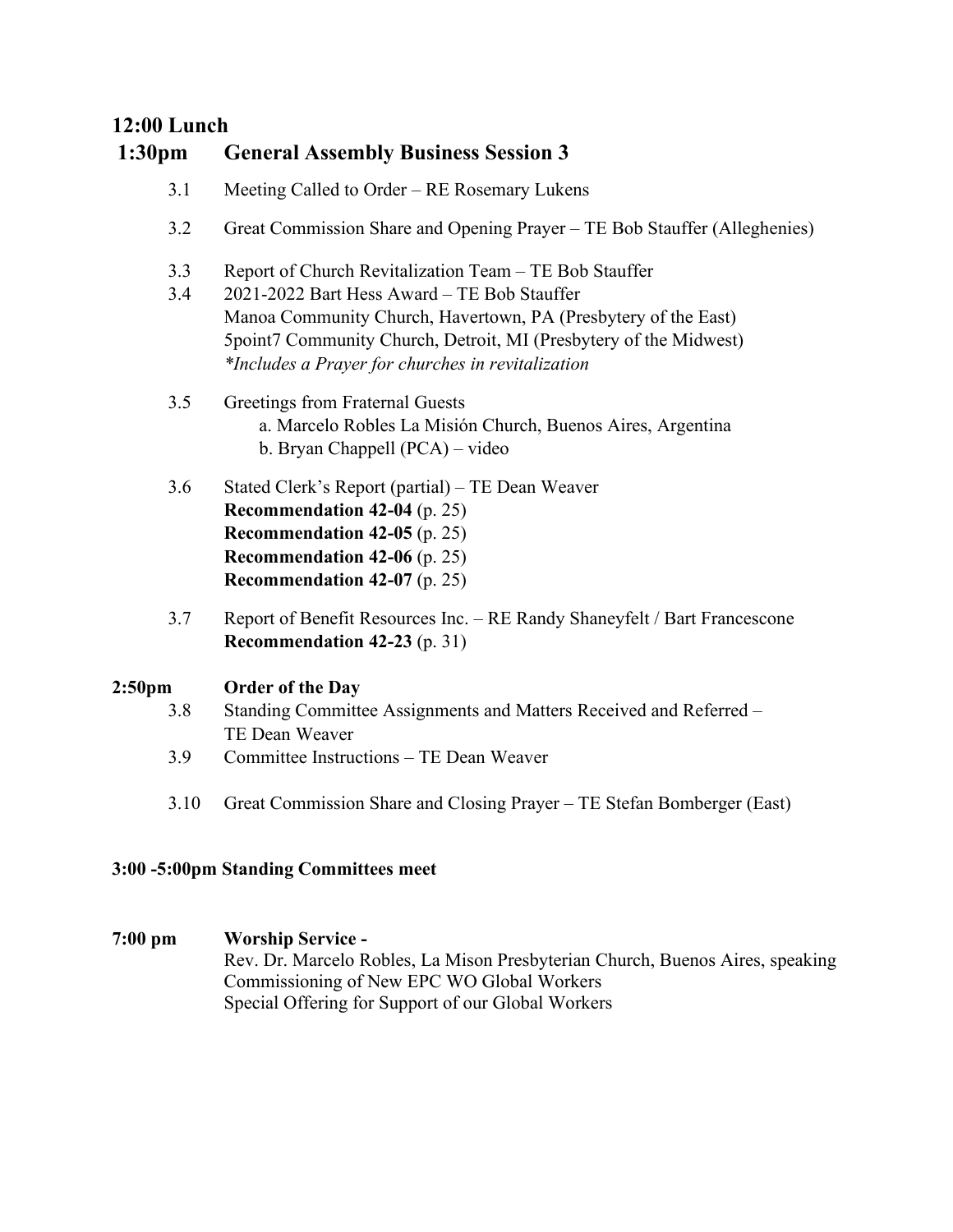**12:00 Lunch**

## 1:30pm General Assembly Business Session 3

3.1 Meeting Called to Order – RE Rosemary Lukens

3.2 Great Commission Share and Opening Prayer – TE Bob Stauffer (Alleghenies)

3.3 Report of Church Revitalization Team – TE Bob Stauffer

3.4 2021-2022 Bart Hess Award – TE Bob Stauffer
Manoa Community Church, Havertown, PA (Presbytery of the East)
5point7 Community Church, Detroit, MI (Presbytery of the Midwest)
*\*Includes a Prayer for churches in revitalization*

3.5 Greetings from Fraternal Guests
- a. Marcelo Robles La Misión Church, Buenos Aires, Argentina
- b. Bryan Chappell (PCA) – video

3.6 Stated Clerk's Report (partial) – TE Dean Weaver
**Recommendation 42-04** (p. 25)
**Recommendation 42-05** (p. 25)
**Recommendation 42-06** (p. 25)
**Recommendation 42-07** (p. 25)

3.7 Report of Benefit Resources Inc. – RE Randy Shaneyfelt / Bart Francescone
**Recommendation 42-23** (p. 31)

**2:50pm Order of the Day**

3.8 Standing Committee Assignments and Matters Received and Referred – TE Dean Weaver

3.9 Committee Instructions – TE Dean Weaver

3.10 Great Commission Share and Closing Prayer – TE Stefan Bomberger (East)

**3:00 -5:00pm Standing Committees meet**

**7:00 pm Worship Service -**
Rev. Dr. Marcelo Robles, La Mison Presbyterian Church, Buenos Aires, speaking
Commissioning of New EPC WO Global Workers
Special Offering for Support of our Global Workers